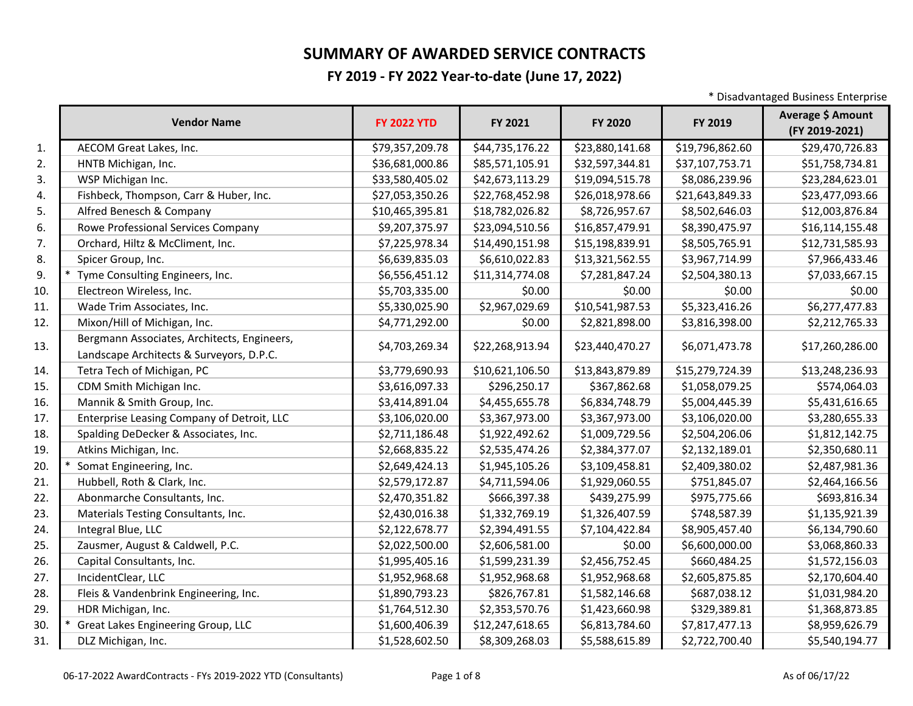# SUMMARY OF AWARDED SERVICE CONTRACTS

## FY 2019 - FY 2022 Year-to-date (June 17, 2022)

\* Disadvantaged Business Enterprise

| | | Vendor Name | FY 2022 YTD | FY 2021 | FY 2020 | FY 2019 | Average $ Amount (FY 2019-2021) |
|---|---|---|---|---|---|---|---|
| 1. | | AECOM Great Lakes, Inc. | $79,357,209.78 | $44,735,176.22 | $23,880,141.68 | $19,796,862.60 | $29,470,726.83 |
| 2. | | HNTB Michigan, Inc. | $36,681,000.86 | $85,571,105.91 | $32,597,344.81 | $37,107,753.71 | $51,758,734.81 |
| 3. | | WSP Michigan Inc. | $33,580,405.02 | $42,673,113.29 | $19,094,515.78 | $8,086,239.96 | $23,284,623.01 |
| 4. | | Fishbeck, Thompson, Carr & Huber, Inc. | $27,053,350.26 | $22,768,452.98 | $26,018,978.66 | $21,643,849.33 | $23,477,093.66 |
| 5. | | Alfred Benesch & Company | $10,465,395.81 | $18,782,026.82 | $8,726,957.67 | $8,502,646.03 | $12,003,876.84 |
| 6. | | Rowe Professional Services Company | $9,207,375.97 | $23,094,510.56 | $16,857,479.91 | $8,390,475.97 | $16,114,155.48 |
| 7. | | Orchard, Hiltz & McCliment, Inc. | $7,225,978.34 | $14,490,151.98 | $15,198,839.91 | $8,505,765.91 | $12,731,585.93 |
| 8. | | Spicer Group, Inc. | $6,639,835.03 | $6,610,022.83 | $13,321,562.55 | $3,967,714.99 | $7,966,433.46 |
| 9. | * | Tyme Consulting Engineers, Inc. | $6,556,451.12 | $11,314,774.08 | $7,281,847.24 | $2,504,380.13 | $7,033,667.15 |
| 10. | | Electreon Wireless, Inc. | $5,703,335.00 | $0.00 | $0.00 | $0.00 | $0.00 |
| 11. | | Wade Trim Associates, Inc. | $5,330,025.90 | $2,967,029.69 | $10,541,987.53 | $5,323,416.26 | $6,277,477.83 |
| 12. | | Mixon/Hill of Michigan, Inc. | $4,771,292.00 | $0.00 | $2,821,898.00 | $3,816,398.00 | $2,212,765.33 |
| 13. | | Bergmann Associates, Architects, Engineers, Landscape Architects & Surveyors, D.P.C. | $4,703,269.34 | $22,268,913.94 | $23,440,470.27 | $6,071,473.78 | $17,260,286.00 |
| 14. | | Tetra Tech of Michigan, PC | $3,779,690.93 | $10,621,106.50 | $13,843,879.89 | $15,279,724.39 | $13,248,236.93 |
| 15. | | CDM Smith Michigan Inc. | $3,616,097.33 | $296,250.17 | $367,862.68 | $1,058,079.25 | $574,064.03 |
| 16. | | Mannik & Smith Group, Inc. | $3,414,891.04 | $4,455,655.78 | $6,834,748.79 | $5,004,445.39 | $5,431,616.65 |
| 17. | | Enterprise Leasing Company of Detroit, LLC | $3,106,020.00 | $3,367,973.00 | $3,367,973.00 | $3,106,020.00 | $3,280,655.33 |
| 18. | | Spalding DeDecker & Associates, Inc. | $2,711,186.48 | $1,922,492.62 | $1,009,729.56 | $2,504,206.06 | $1,812,142.75 |
| 19. | | Atkins Michigan, Inc. | $2,668,835.22 | $2,535,474.26 | $2,384,377.07 | $2,132,189.01 | $2,350,680.11 |
| 20. | * | Somat Engineering, Inc. | $2,649,424.13 | $1,945,105.26 | $3,109,458.81 | $2,409,380.02 | $2,487,981.36 |
| 21. | | Hubbell, Roth & Clark, Inc. | $2,579,172.87 | $4,711,594.06 | $1,929,060.55 | $751,845.07 | $2,464,166.56 |
| 22. | | Abonmarche Consultants, Inc. | $2,470,351.82 | $666,397.38 | $439,275.99 | $975,775.66 | $693,816.34 |
| 23. | | Materials Testing Consultants, Inc. | $2,430,016.38 | $1,332,769.19 | $1,326,407.59 | $748,587.39 | $1,135,921.39 |
| 24. | | Integral Blue, LLC | $2,122,678.77 | $2,394,491.55 | $7,104,422.84 | $8,905,457.40 | $6,134,790.60 |
| 25. | | Zausmer, August & Caldwell, P.C. | $2,022,500.00 | $2,606,581.00 | $0.00 | $6,600,000.00 | $3,068,860.33 |
| 26. | | Capital Consultants, Inc. | $1,995,405.16 | $1,599,231.39 | $2,456,752.45 | $660,484.25 | $1,572,156.03 |
| 27. | | IncidentClear, LLC | $1,952,968.68 | $1,952,968.68 | $1,952,968.68 | $2,605,875.85 | $2,170,604.40 |
| 28. | | Fleis & Vandenbrink Engineering, Inc. | $1,890,793.23 | $826,767.81 | $1,582,146.68 | $687,038.12 | $1,031,984.20 |
| 29. | | HDR Michigan, Inc. | $1,764,512.30 | $2,353,570.76 | $1,423,660.98 | $329,389.81 | $1,368,873.85 |
| 30. | * | Great Lakes Engineering Group, LLC | $1,600,406.39 | $12,247,618.65 | $6,813,784.60 | $7,817,477.13 | $8,959,626.79 |
| 31. | | DLZ Michigan, Inc. | $1,528,602.50 | $8,309,268.03 | $5,588,615.89 | $2,722,700.40 | $5,540,194.77 |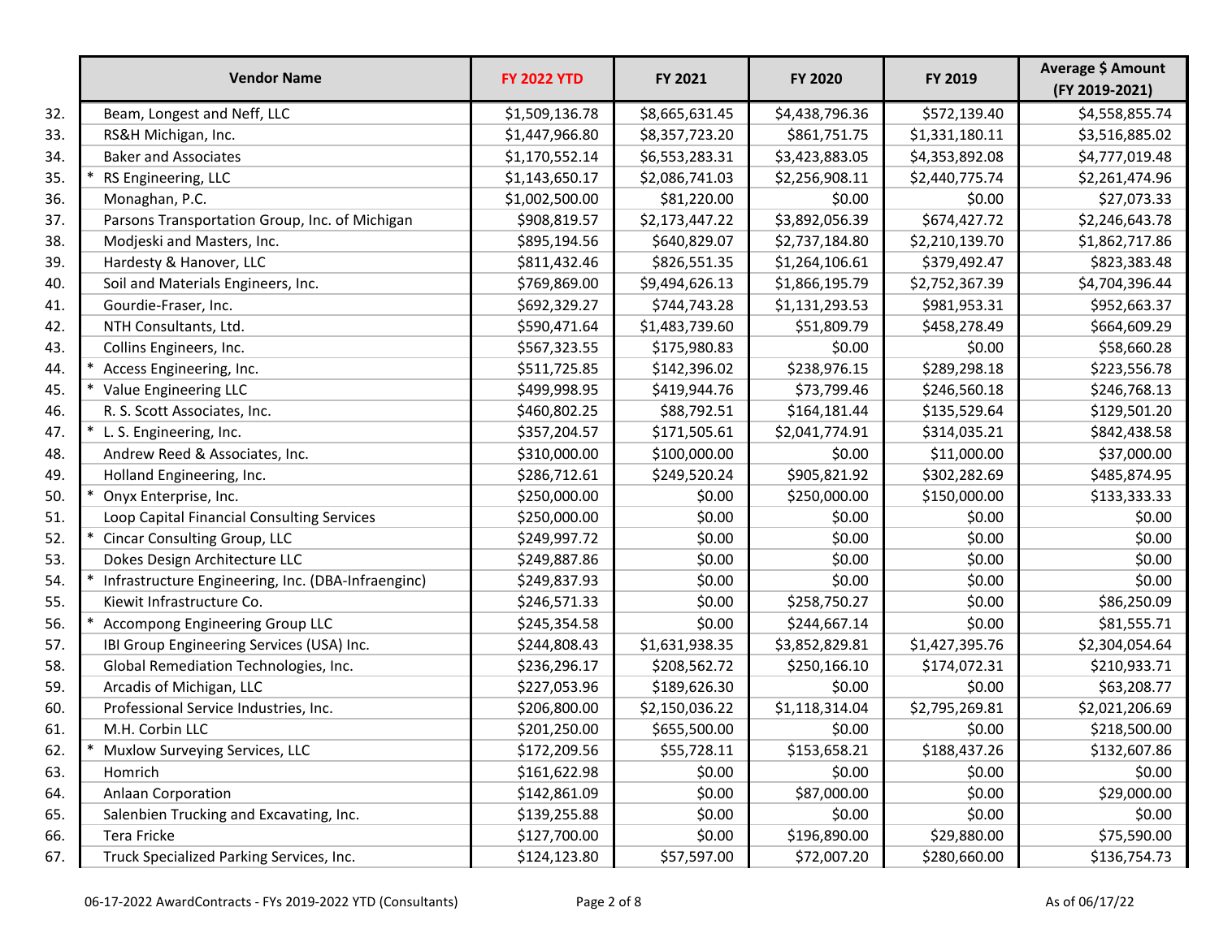|  | Vendor Name | FY 2022 YTD | FY 2021 | FY 2020 | FY 2019 | Average $ Amount (FY 2019-2021) |
|---|---|---|---|---|---|---|
| 32. | Beam, Longest and Neff, LLC | $1,509,136.78 | $8,665,631.45 | $4,438,796.36 | $572,139.40 | $4,558,855.74 |
| 33. | RS&H Michigan, Inc. | $1,447,966.80 | $8,357,723.20 | $861,751.75 | $1,331,180.11 | $3,516,885.02 |
| 34. | Baker and Associates | $1,170,552.14 | $6,553,283.31 | $3,423,883.05 | $4,353,892.08 | $4,777,019.48 |
| 35. | * RS Engineering, LLC | $1,143,650.17 | $2,086,741.03 | $2,256,908.11 | $2,440,775.74 | $2,261,474.96 |
| 36. | Monaghan, P.C. | $1,002,500.00 | $81,220.00 | $0.00 | $0.00 | $27,073.33 |
| 37. | Parsons Transportation Group, Inc. of Michigan | $908,819.57 | $2,173,447.22 | $3,892,056.39 | $674,427.72 | $2,246,643.78 |
| 38. | Modjeski and Masters, Inc. | $895,194.56 | $640,829.07 | $2,737,184.80 | $2,210,139.70 | $1,862,717.86 |
| 39. | Hardesty & Hanover, LLC | $811,432.46 | $826,551.35 | $1,264,106.61 | $379,492.47 | $823,383.48 |
| 40. | Soil and Materials Engineers, Inc. | $769,869.00 | $9,494,626.13 | $1,866,195.79 | $2,752,367.39 | $4,704,396.44 |
| 41. | Gourdie-Fraser, Inc. | $692,329.27 | $744,743.28 | $1,131,293.53 | $981,953.31 | $952,663.37 |
| 42. | NTH Consultants, Ltd. | $590,471.64 | $1,483,739.60 | $51,809.79 | $458,278.49 | $664,609.29 |
| 43. | Collins Engineers, Inc. | $567,323.55 | $175,980.83 | $0.00 | $0.00 | $58,660.28 |
| 44. | * Access Engineering, Inc. | $511,725.85 | $142,396.02 | $238,976.15 | $289,298.18 | $223,556.78 |
| 45. | * Value Engineering LLC | $499,998.95 | $419,944.76 | $73,799.46 | $246,560.18 | $246,768.13 |
| 46. | R. S. Scott Associates, Inc. | $460,802.25 | $88,792.51 | $164,181.44 | $135,529.64 | $129,501.20 |
| 47. | * L. S. Engineering, Inc. | $357,204.57 | $171,505.61 | $2,041,774.91 | $314,035.21 | $842,438.58 |
| 48. | Andrew Reed & Associates, Inc. | $310,000.00 | $100,000.00 | $0.00 | $11,000.00 | $37,000.00 |
| 49. | Holland Engineering, Inc. | $286,712.61 | $249,520.24 | $905,821.92 | $302,282.69 | $485,874.95 |
| 50. | * Onyx Enterprise, Inc. | $250,000.00 | $0.00 | $250,000.00 | $150,000.00 | $133,333.33 |
| 51. | Loop Capital Financial Consulting Services | $250,000.00 | $0.00 | $0.00 | $0.00 | $0.00 |
| 52. | * Cincar Consulting Group, LLC | $249,997.72 | $0.00 | $0.00 | $0.00 | $0.00 |
| 53. | Dokes Design Architecture LLC | $249,887.86 | $0.00 | $0.00 | $0.00 | $0.00 |
| 54. | * Infrastructure Engineering, Inc. (DBA-Infraenginc) | $249,837.93 | $0.00 | $0.00 | $0.00 | $0.00 |
| 55. | Kiewit Infrastructure Co. | $246,571.33 | $0.00 | $258,750.27 | $0.00 | $86,250.09 |
| 56. | * Accompong Engineering Group LLC | $245,354.58 | $0.00 | $244,667.14 | $0.00 | $81,555.71 |
| 57. | IBI Group Engineering Services (USA) Inc. | $244,808.43 | $1,631,938.35 | $3,852,829.81 | $1,427,395.76 | $2,304,054.64 |
| 58. | Global Remediation Technologies, Inc. | $236,296.17 | $208,562.72 | $250,166.10 | $174,072.31 | $210,933.71 |
| 59. | Arcadis of Michigan, LLC | $227,053.96 | $189,626.30 | $0.00 | $0.00 | $63,208.77 |
| 60. | Professional Service Industries, Inc. | $206,800.00 | $2,150,036.22 | $1,118,314.04 | $2,795,269.81 | $2,021,206.69 |
| 61. | M.H. Corbin LLC | $201,250.00 | $655,500.00 | $0.00 | $0.00 | $218,500.00 |
| 62. | * Muxlow Surveying Services, LLC | $172,209.56 | $55,728.11 | $153,658.21 | $188,437.26 | $132,607.86 |
| 63. | Homrich | $161,622.98 | $0.00 | $0.00 | $0.00 | $0.00 |
| 64. | Anlaan Corporation | $142,861.09 | $0.00 | $87,000.00 | $0.00 | $29,000.00 |
| 65. | Salenbien Trucking and Excavating, Inc. | $139,255.88 | $0.00 | $0.00 | $0.00 | $0.00 |
| 66. | Tera Fricke | $127,700.00 | $0.00 | $196,890.00 | $29,880.00 | $75,590.00 |
| 67. | Truck Specialized Parking Services, Inc. | $124,123.80 | $57,597.00 | $72,007.20 | $280,660.00 | $136,754.73 |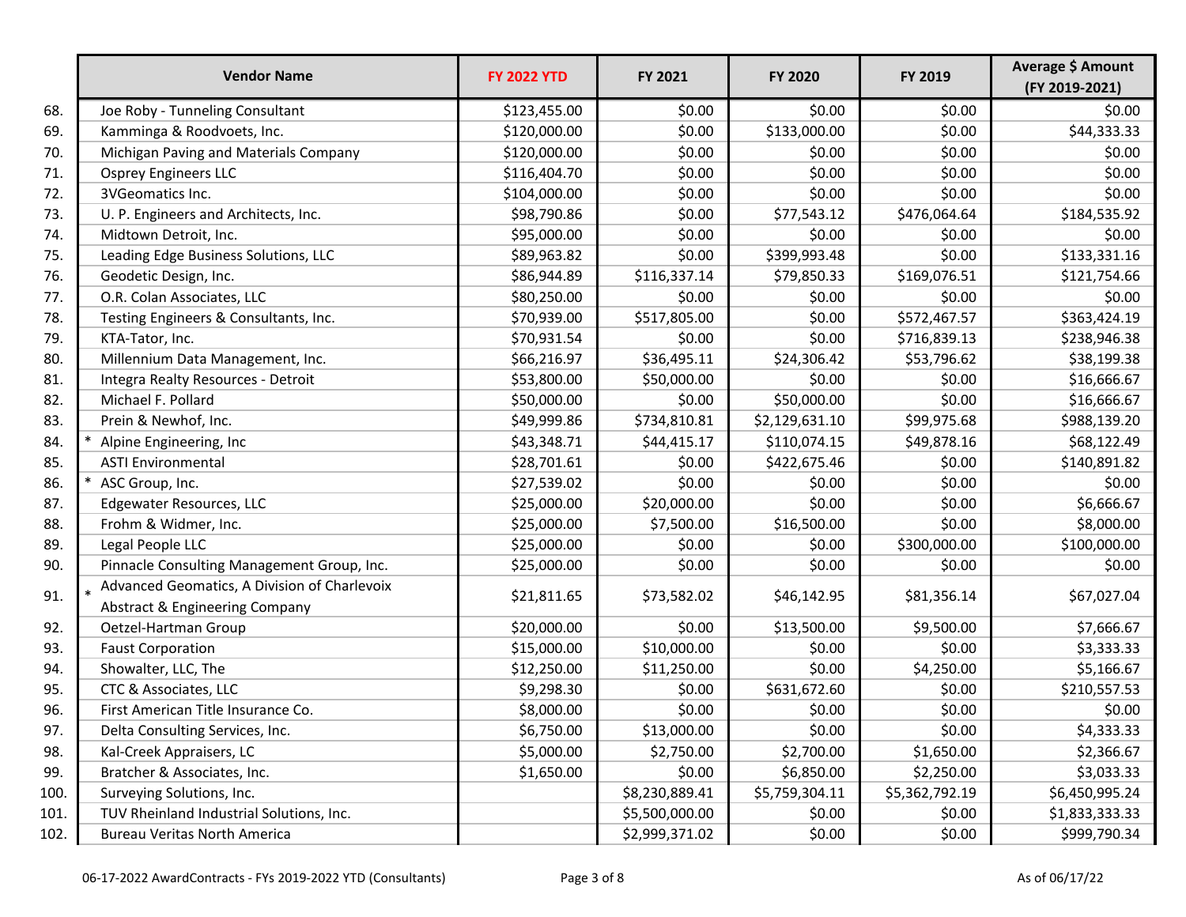| | Vendor Name | FY 2022 YTD | FY 2021 | FY 2020 | FY 2019 | Average $ Amount (FY 2019-2021) |
|---|---|---|---|---|---|---|
| 68. | Joe Roby - Tunneling Consultant | $123,455.00 | $0.00 | $0.00 | $0.00 | $0.00 |
| 69. | Kamminga & Roodvoets, Inc. | $120,000.00 | $0.00 | $133,000.00 | $0.00 | $44,333.33 |
| 70. | Michigan Paving and Materials Company | $120,000.00 | $0.00 | $0.00 | $0.00 | $0.00 |
| 71. | Osprey Engineers LLC | $116,404.70 | $0.00 | $0.00 | $0.00 | $0.00 |
| 72. | 3VGeomatics Inc. | $104,000.00 | $0.00 | $0.00 | $0.00 | $0.00 |
| 73. | U. P. Engineers and Architects, Inc. | $98,790.86 | $0.00 | $77,543.12 | $476,064.64 | $184,535.92 |
| 74. | Midtown Detroit, Inc. | $95,000.00 | $0.00 | $0.00 | $0.00 | $0.00 |
| 75. | Leading Edge Business Solutions, LLC | $89,963.82 | $0.00 | $399,993.48 | $0.00 | $133,331.16 |
| 76. | Geodetic Design, Inc. | $86,944.89 | $116,337.14 | $79,850.33 | $169,076.51 | $121,754.66 |
| 77. | O.R. Colan Associates, LLC | $80,250.00 | $0.00 | $0.00 | $0.00 | $0.00 |
| 78. | Testing Engineers & Consultants, Inc. | $70,939.00 | $517,805.00 | $0.00 | $572,467.57 | $363,424.19 |
| 79. | KTA-Tator, Inc. | $70,931.54 | $0.00 | $0.00 | $716,839.13 | $238,946.38 |
| 80. | Millennium Data Management, Inc. | $66,216.97 | $36,495.11 | $24,306.42 | $53,796.62 | $38,199.38 |
| 81. | Integra Realty Resources - Detroit | $53,800.00 | $50,000.00 | $0.00 | $0.00 | $16,666.67 |
| 82. | Michael F. Pollard | $50,000.00 | $0.00 | $50,000.00 | $0.00 | $16,666.67 |
| 83. | Prein & Newhof, Inc. | $49,999.86 | $734,810.81 | $2,129,631.10 | $99,975.68 | $988,139.20 |
| 84. | * Alpine Engineering, Inc | $43,348.71 | $44,415.17 | $110,074.15 | $49,878.16 | $68,122.49 |
| 85. | ASTI Environmental | $28,701.61 | $0.00 | $422,675.46 | $0.00 | $140,891.82 |
| 86. | * ASC Group, Inc. | $27,539.02 | $0.00 | $0.00 | $0.00 | $0.00 |
| 87. | Edgewater Resources, LLC | $25,000.00 | $20,000.00 | $0.00 | $0.00 | $6,666.67 |
| 88. | Frohm & Widmer, Inc. | $25,000.00 | $7,500.00 | $16,500.00 | $0.00 | $8,000.00 |
| 89. | Legal People LLC | $25,000.00 | $0.00 | $0.00 | $300,000.00 | $100,000.00 |
| 90. | Pinnacle Consulting Management Group, Inc. | $25,000.00 | $0.00 | $0.00 | $0.00 | $0.00 |
| 91. | * Advanced Geomatics, A Division of Charlevoix Abstract & Engineering Company | $21,811.65 | $73,582.02 | $46,142.95 | $81,356.14 | $67,027.04 |
| 92. | Oetzel-Hartman Group | $20,000.00 | $0.00 | $13,500.00 | $9,500.00 | $7,666.67 |
| 93. | Faust Corporation | $15,000.00 | $10,000.00 | $0.00 | $0.00 | $3,333.33 |
| 94. | Showalter, LLC, The | $12,250.00 | $11,250.00 | $0.00 | $4,250.00 | $5,166.67 |
| 95. | CTC & Associates, LLC | $9,298.30 | $0.00 | $631,672.60 | $0.00 | $210,557.53 |
| 96. | First American Title Insurance Co. | $8,000.00 | $0.00 | $0.00 | $0.00 | $0.00 |
| 97. | Delta Consulting Services, Inc. | $6,750.00 | $13,000.00 | $0.00 | $0.00 | $4,333.33 |
| 98. | Kal-Creek Appraisers, LC | $5,000.00 | $2,750.00 | $2,700.00 | $1,650.00 | $2,366.67 |
| 99. | Bratcher & Associates, Inc. | $1,650.00 | $0.00 | $6,850.00 | $2,250.00 | $3,033.33 |
| 100. | Surveying Solutions, Inc. | | $8,230,889.41 | $5,759,304.11 | $5,362,792.19 | $6,450,995.24 |
| 101. | TUV Rheinland Industrial Solutions, Inc. | | $5,500,000.00 | $0.00 | $0.00 | $1,833,333.33 |
| 102. | Bureau Veritas North America | | $2,999,371.02 | $0.00 | $0.00 | $999,790.34 |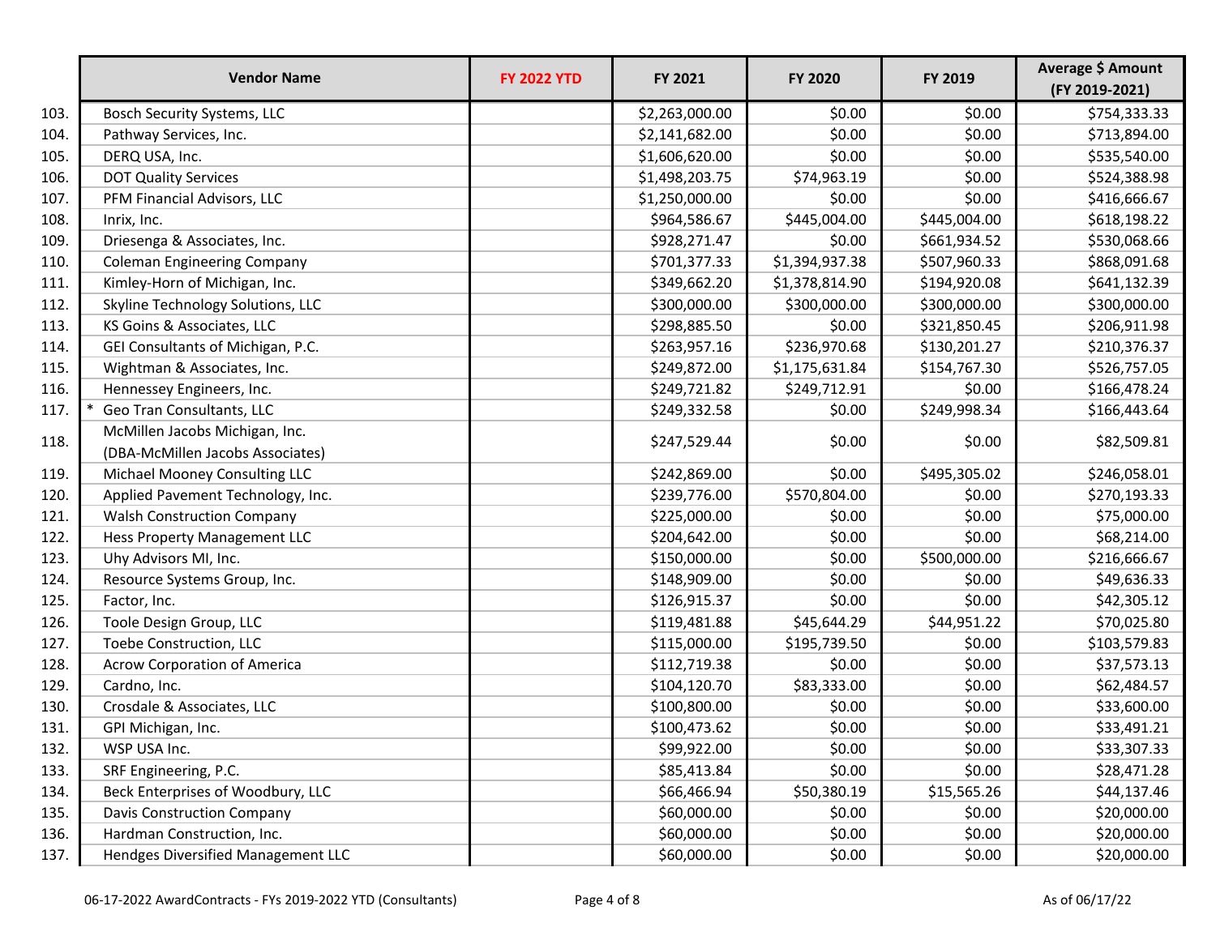| | Vendor Name | FY 2022 YTD | FY 2021 | FY 2020 | FY 2019 | Average $ Amount (FY 2019-2021) |
|---|---|---|---|---|---|---|
| 103. | Bosch Security Systems, LLC | | $2,263,000.00 | $0.00 | $0.00 | $754,333.33 |
| 104. | Pathway Services, Inc. | | $2,141,682.00 | $0.00 | $0.00 | $713,894.00 |
| 105. | DERQ USA, Inc. | | $1,606,620.00 | $0.00 | $0.00 | $535,540.00 |
| 106. | DOT Quality Services | | $1,498,203.75 | $74,963.19 | $0.00 | $524,388.98 |
| 107. | PFM Financial Advisors, LLC | | $1,250,000.00 | $0.00 | $0.00 | $416,666.67 |
| 108. | Inrix, Inc. | | $964,586.67 | $445,004.00 | $445,004.00 | $618,198.22 |
| 109. | Driesenga & Associates, Inc. | | $928,271.47 | $0.00 | $661,934.52 | $530,068.66 |
| 110. | Coleman Engineering Company | | $701,377.33 | $1,394,937.38 | $507,960.33 | $868,091.68 |
| 111. | Kimley-Horn of Michigan, Inc. | | $349,662.20 | $1,378,814.90 | $194,920.08 | $641,132.39 |
| 112. | Skyline Technology Solutions, LLC | | $300,000.00 | $300,000.00 | $300,000.00 | $300,000.00 |
| 113. | KS Goins & Associates, LLC | | $298,885.50 | $0.00 | $321,850.45 | $206,911.98 |
| 114. | GEI Consultants of Michigan, P.C. | | $263,957.16 | $236,970.68 | $130,201.27 | $210,376.37 |
| 115. | Wightman & Associates, Inc. | | $249,872.00 | $1,175,631.84 | $154,767.30 | $526,757.05 |
| 116. | Hennessey Engineers, Inc. | | $249,721.82 | $249,712.91 | $0.00 | $166,478.24 |
| 117. | * Geo Tran Consultants, LLC | | $249,332.58 | $0.00 | $249,998.34 | $166,443.64 |
| 118. | McMillen Jacobs Michigan, Inc. (DBA-McMillen Jacobs Associates) | | $247,529.44 | $0.00 | $0.00 | $82,509.81 |
| 119. | Michael Mooney Consulting LLC | | $242,869.00 | $0.00 | $495,305.02 | $246,058.01 |
| 120. | Applied Pavement Technology, Inc. | | $239,776.00 | $570,804.00 | $0.00 | $270,193.33 |
| 121. | Walsh Construction Company | | $225,000.00 | $0.00 | $0.00 | $75,000.00 |
| 122. | Hess Property Management LLC | | $204,642.00 | $0.00 | $0.00 | $68,214.00 |
| 123. | Uhy Advisors MI, Inc. | | $150,000.00 | $0.00 | $500,000.00 | $216,666.67 |
| 124. | Resource Systems Group, Inc. | | $148,909.00 | $0.00 | $0.00 | $49,636.33 |
| 125. | Factor, Inc. | | $126,915.37 | $0.00 | $0.00 | $42,305.12 |
| 126. | Toole Design Group, LLC | | $119,481.88 | $45,644.29 | $44,951.22 | $70,025.80 |
| 127. | Toebe Construction, LLC | | $115,000.00 | $195,739.50 | $0.00 | $103,579.83 |
| 128. | Acrow Corporation of America | | $112,719.38 | $0.00 | $0.00 | $37,573.13 |
| 129. | Cardno, Inc. | | $104,120.70 | $83,333.00 | $0.00 | $62,484.57 |
| 130. | Crosdale & Associates, LLC | | $100,800.00 | $0.00 | $0.00 | $33,600.00 |
| 131. | GPI Michigan, Inc. | | $100,473.62 | $0.00 | $0.00 | $33,491.21 |
| 132. | WSP USA Inc. | | $99,922.00 | $0.00 | $0.00 | $33,307.33 |
| 133. | SRF Engineering, P.C. | | $85,413.84 | $0.00 | $0.00 | $28,471.28 |
| 134. | Beck Enterprises of Woodbury, LLC | | $66,466.94 | $50,380.19 | $15,565.26 | $44,137.46 |
| 135. | Davis Construction Company | | $60,000.00 | $0.00 | $0.00 | $20,000.00 |
| 136. | Hardman Construction, Inc. | | $60,000.00 | $0.00 | $0.00 | $20,000.00 |
| 137. | Hendges Diversified Management LLC | | $60,000.00 | $0.00 | $0.00 | $20,000.00 |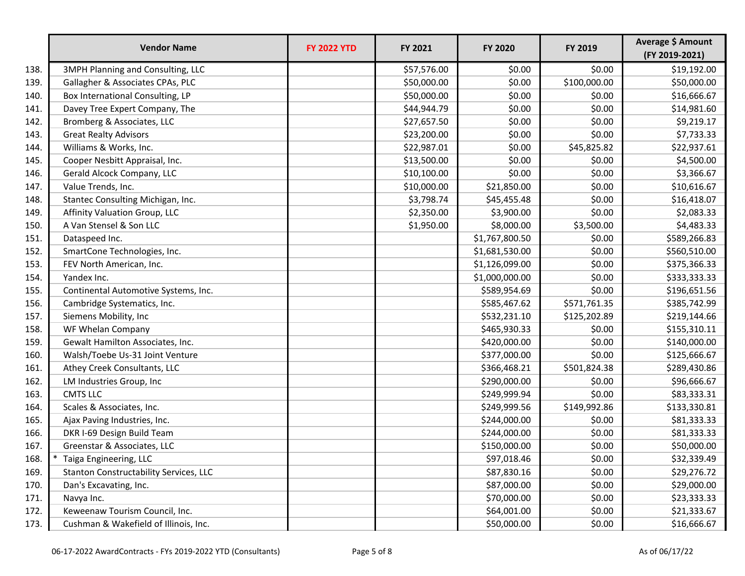| | Vendor Name | FY 2022 YTD | FY 2021 | FY 2020 | FY 2019 | Average $ Amount (FY 2019-2021) |
|---|---|---|---|---|---|---|
| 138. | 3MPH Planning and Consulting, LLC | | $57,576.00 | $0.00 | $0.00 | $19,192.00 |
| 139. | Gallagher & Associates CPAs, PLC | | $50,000.00 | $0.00 | $100,000.00 | $50,000.00 |
| 140. | Box International Consulting, LP | | $50,000.00 | $0.00 | $0.00 | $16,666.67 |
| 141. | Davey Tree Expert Company, The | | $44,944.79 | $0.00 | $0.00 | $14,981.60 |
| 142. | Bromberg & Associates, LLC | | $27,657.50 | $0.00 | $0.00 | $9,219.17 |
| 143. | Great Realty Advisors | | $23,200.00 | $0.00 | $0.00 | $7,733.33 |
| 144. | Williams & Works, Inc. | | $22,987.01 | $0.00 | $45,825.82 | $22,937.61 |
| 145. | Cooper Nesbitt Appraisal, Inc. | | $13,500.00 | $0.00 | $0.00 | $4,500.00 |
| 146. | Gerald Alcock Company, LLC | | $10,100.00 | $0.00 | $0.00 | $3,366.67 |
| 147. | Value Trends, Inc. | | $10,000.00 | $21,850.00 | $0.00 | $10,616.67 |
| 148. | Stantec Consulting Michigan, Inc. | | $3,798.74 | $45,455.48 | $0.00 | $16,418.07 |
| 149. | Affinity Valuation Group, LLC | | $2,350.00 | $3,900.00 | $0.00 | $2,083.33 |
| 150. | A Van Stensel & Son LLC | | $1,950.00 | $8,000.00 | $3,500.00 | $4,483.33 |
| 151. | Dataspeed Inc. | | | $1,767,800.50 | $0.00 | $589,266.83 |
| 152. | SmartCone Technologies, Inc. | | | $1,681,530.00 | $0.00 | $560,510.00 |
| 153. | FEV North American, Inc. | | | $1,126,099.00 | $0.00 | $375,366.33 |
| 154. | Yandex Inc. | | | $1,000,000.00 | $0.00 | $333,333.33 |
| 155. | Continental Automotive Systems, Inc. | | | $589,954.69 | $0.00 | $196,651.56 |
| 156. | Cambridge Systematics, Inc. | | | $585,467.62 | $571,761.35 | $385,742.99 |
| 157. | Siemens Mobility, Inc | | | $532,231.10 | $125,202.89 | $219,144.66 |
| 158. | WF Whelan Company | | | $465,930.33 | $0.00 | $155,310.11 |
| 159. | Gewalt Hamilton Associates, Inc. | | | $420,000.00 | $0.00 | $140,000.00 |
| 160. | Walsh/Toebe Us-31 Joint Venture | | | $377,000.00 | $0.00 | $125,666.67 |
| 161. | Athey Creek Consultants, LLC | | | $366,468.21 | $501,824.38 | $289,430.86 |
| 162. | LM Industries Group, Inc | | | $290,000.00 | $0.00 | $96,666.67 |
| 163. | CMTS LLC | | | $249,999.94 | $0.00 | $83,333.31 |
| 164. | Scales & Associates, Inc. | | | $249,999.56 | $149,992.86 | $133,330.81 |
| 165. | Ajax Paving Industries, Inc. | | | $244,000.00 | $0.00 | $81,333.33 |
| 166. | DKR I-69 Design Build Team | | | $244,000.00 | $0.00 | $81,333.33 |
| 167. | Greenstar & Associates, LLC | | | $150,000.00 | $0.00 | $50,000.00 |
| 168. | * Taiga Engineering, LLC | | | $97,018.46 | $0.00 | $32,339.49 |
| 169. | Stanton Constructability Services, LLC | | | $87,830.16 | $0.00 | $29,276.72 |
| 170. | Dan's Excavating, Inc. | | | $87,000.00 | $0.00 | $29,000.00 |
| 171. | Navya Inc. | | | $70,000.00 | $0.00 | $23,333.33 |
| 172. | Keweenaw Tourism Council, Inc. | | | $64,001.00 | $0.00 | $21,333.67 |
| 173. | Cushman & Wakefield of Illinois, Inc. | | | $50,000.00 | $0.00 | $16,666.67 |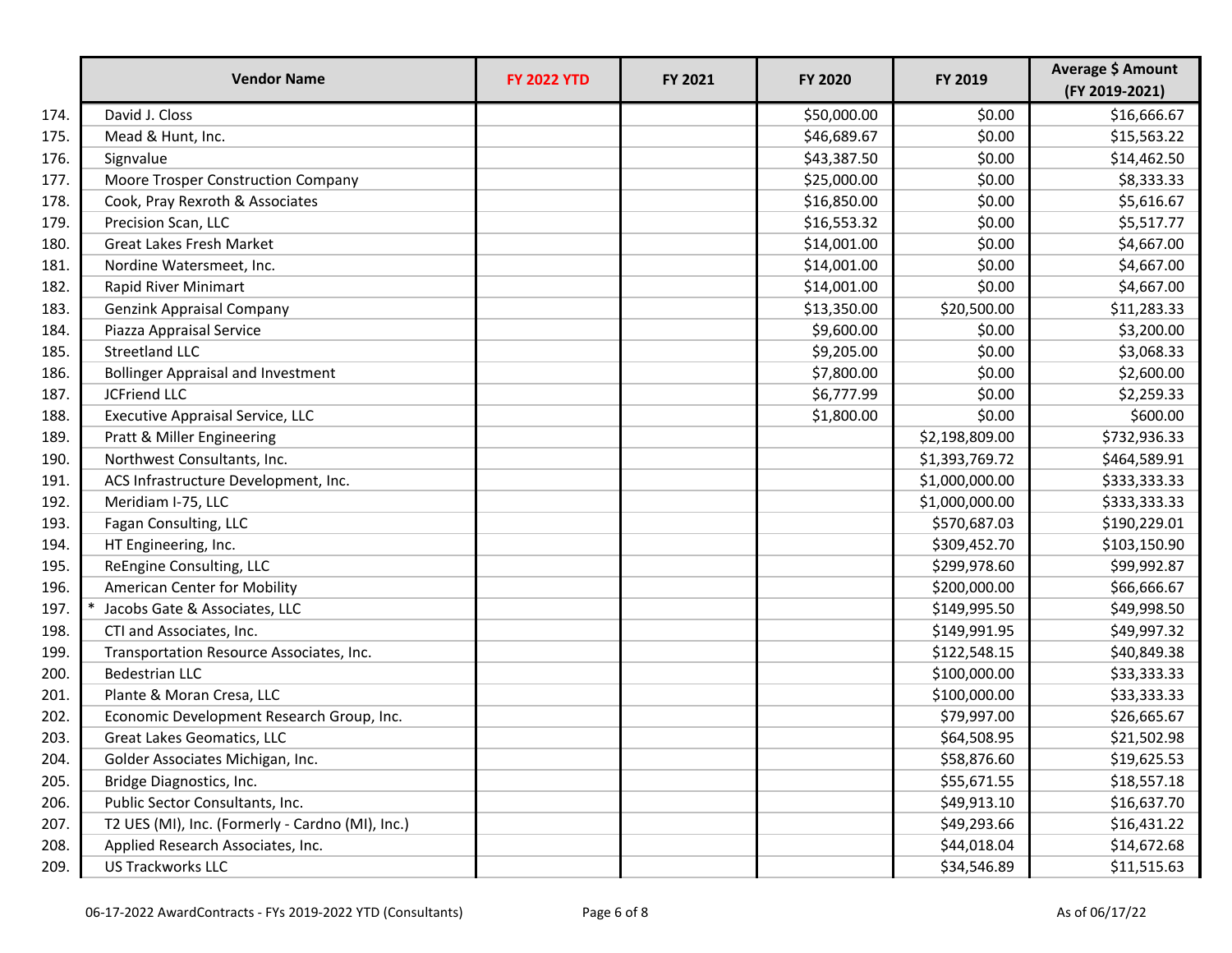| | Vendor Name | FY 2022 YTD | FY 2021 | FY 2020 | FY 2019 | Average $ Amount (FY 2019-2021) |
|---|---|---|---|---|---|---|
| 174. | David J. Closs | | | $50,000.00 | $0.00 | $16,666.67 |
| 175. | Mead & Hunt, Inc. | | | $46,689.67 | $0.00 | $15,563.22 |
| 176. | Signvalue | | | $43,387.50 | $0.00 | $14,462.50 |
| 177. | Moore Trosper Construction Company | | | $25,000.00 | $0.00 | $8,333.33 |
| 178. | Cook, Pray Rexroth & Associates | | | $16,850.00 | $0.00 | $5,616.67 |
| 179. | Precision Scan, LLC | | | $16,553.32 | $0.00 | $5,517.77 |
| 180. | Great Lakes Fresh Market | | | $14,001.00 | $0.00 | $4,667.00 |
| 181. | Nordine Watersmeet, Inc. | | | $14,001.00 | $0.00 | $4,667.00 |
| 182. | Rapid River Minimart | | | $14,001.00 | $0.00 | $4,667.00 |
| 183. | Genzink Appraisal Company | | | $13,350.00 | $20,500.00 | $11,283.33 |
| 184. | Piazza Appraisal Service | | | $9,600.00 | $0.00 | $3,200.00 |
| 185. | Streetland LLC | | | $9,205.00 | $0.00 | $3,068.33 |
| 186. | Bollinger Appraisal and Investment | | | $7,800.00 | $0.00 | $2,600.00 |
| 187. | JCFriend LLC | | | $6,777.99 | $0.00 | $2,259.33 |
| 188. | Executive Appraisal Service, LLC | | | $1,800.00 | $0.00 | $600.00 |
| 189. | Pratt & Miller Engineering | | | | $2,198,809.00 | $732,936.33 |
| 190. | Northwest Consultants, Inc. | | | | $1,393,769.72 | $464,589.91 |
| 191. | ACS Infrastructure Development, Inc. | | | | $1,000,000.00 | $333,333.33 |
| 192. | Meridiam I-75, LLC | | | | $1,000,000.00 | $333,333.33 |
| 193. | Fagan Consulting, LLC | | | | $570,687.03 | $190,229.01 |
| 194. | HT Engineering, Inc. | | | | $309,452.70 | $103,150.90 |
| 195. | ReEngine Consulting, LLC | | | | $299,978.60 | $99,992.87 |
| 196. | American Center for Mobility | | | | $200,000.00 | $66,666.67 |
| 197. | * Jacobs Gate & Associates, LLC | | | | $149,995.50 | $49,998.50 |
| 198. | CTI and Associates, Inc. | | | | $149,991.95 | $49,997.32 |
| 199. | Transportation Resource Associates, Inc. | | | | $122,548.15 | $40,849.38 |
| 200. | Bedestrian LLC | | | | $100,000.00 | $33,333.33 |
| 201. | Plante & Moran Cresa, LLC | | | | $100,000.00 | $33,333.33 |
| 202. | Economic Development Research Group, Inc. | | | | $79,997.00 | $26,665.67 |
| 203. | Great Lakes Geomatics, LLC | | | | $64,508.95 | $21,502.98 |
| 204. | Golder Associates Michigan, Inc. | | | | $58,876.60 | $19,625.53 |
| 205. | Bridge Diagnostics, Inc. | | | | $55,671.55 | $18,557.18 |
| 206. | Public Sector Consultants, Inc. | | | | $49,913.10 | $16,637.70 |
| 207. | T2 UES (MI), Inc. (Formerly - Cardno (MI), Inc.) | | | | $49,293.66 | $16,431.22 |
| 208. | Applied Research Associates, Inc. | | | | $44,018.04 | $14,672.68 |
| 209. | US Trackworks LLC | | | | $34,546.89 | $11,515.63 |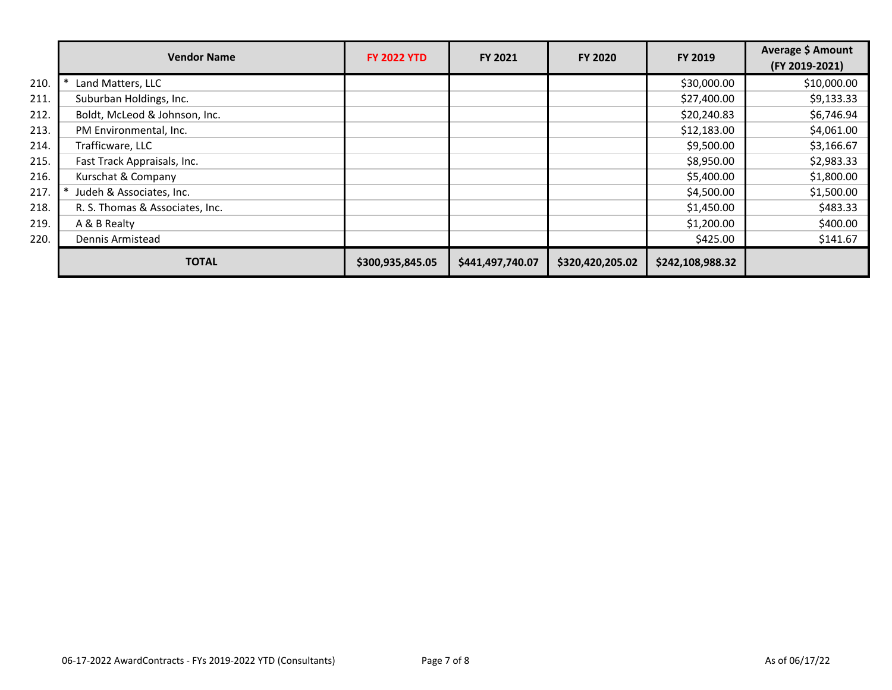| | Vendor Name | FY 2022 YTD | FY 2021 | FY 2020 | FY 2019 | Average $ Amount (FY 2019-2021) |
|---|---|---|---|---|---|---|
| 210. | * Land Matters, LLC | | | | $30,000.00 | $10,000.00 |
| 211. | Suburban Holdings, Inc. | | | | $27,400.00 | $9,133.33 |
| 212. | Boldt, McLeod & Johnson, Inc. | | | | $20,240.83 | $6,746.94 |
| 213. | PM Environmental, Inc. | | | | $12,183.00 | $4,061.00 |
| 214. | Trafficware, LLC | | | | $9,500.00 | $3,166.67 |
| 215. | Fast Track Appraisals, Inc. | | | | $8,950.00 | $2,983.33 |
| 216. | Kurschat & Company | | | | $5,400.00 | $1,800.00 |
| 217. | * Judeh & Associates, Inc. | | | | $4,500.00 | $1,500.00 |
| 218. | R. S. Thomas & Associates, Inc. | | | | $1,450.00 | $483.33 |
| 219. | A & B Realty | | | | $1,200.00 | $400.00 |
| 220. | Dennis Armistead | | | | $425.00 | $141.67 |
| | **TOTAL** | **$300,935,845.05** | **$441,497,740.07** | **$320,420,205.02** | **$242,108,988.32** | |

06-17-2022 AwardContracts - FYs 2019-2022 YTD (Consultants)

As of 06/17/22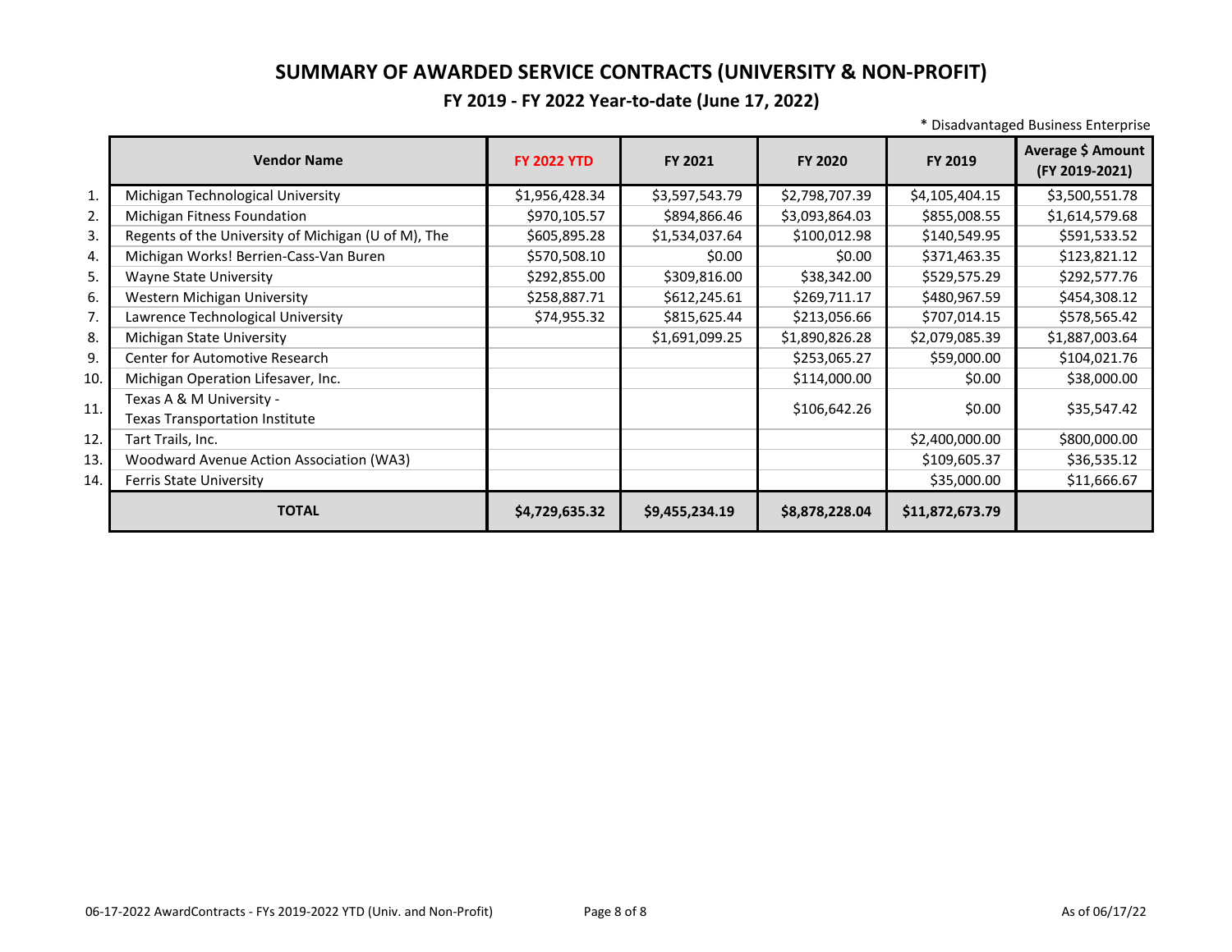# SUMMARY OF AWARDED SERVICE CONTRACTS (UNIVERSITY & NON-PROFIT)

## FY 2019 - FY 2022 Year-to-date (June 17, 2022)

\* Disadvantaged Business Enterprise

| | Vendor Name | FY 2022 YTD | FY 2021 | FY 2020 | FY 2019 | Average $ Amount (FY 2019-2021) |
|---|---|---|---|---|---|---|
| 1. | Michigan Technological University | $1,956,428.34 | $3,597,543.79 | $2,798,707.39 | $4,105,404.15 | $3,500,551.78 |
| 2. | Michigan Fitness Foundation | $970,105.57 | $894,866.46 | $3,093,864.03 | $855,008.55 | $1,614,579.68 |
| 3. | Regents of the University of Michigan (U of M), The | $605,895.28 | $1,534,037.64 | $100,012.98 | $140,549.95 | $591,533.52 |
| 4. | Michigan Works! Berrien-Cass-Van Buren | $570,508.10 | $0.00 | $0.00 | $371,463.35 | $123,821.12 |
| 5. | Wayne State University | $292,855.00 | $309,816.00 | $38,342.00 | $529,575.29 | $292,577.76 |
| 6. | Western Michigan University | $258,887.71 | $612,245.61 | $269,711.17 | $480,967.59 | $454,308.12 |
| 7. | Lawrence Technological University | $74,955.32 | $815,625.44 | $213,056.66 | $707,014.15 | $578,565.42 |
| 8. | Michigan State University | | $1,691,099.25 | $1,890,826.28 | $2,079,085.39 | $1,887,003.64 |
| 9. | Center for Automotive Research | | | $253,065.27 | $59,000.00 | $104,021.76 |
| 10. | Michigan Operation Lifesaver, Inc. | | | $114,000.00 | $0.00 | $38,000.00 |
| 11. | Texas A & M University - Texas Transportation Institute | | | $106,642.26 | $0.00 | $35,547.42 |
| 12. | Tart Trails, Inc. | | | | $2,400,000.00 | $800,000.00 |
| 13. | Woodward Avenue Action Association (WA3) | | | | $109,605.37 | $36,535.12 |
| 14. | Ferris State University | | | | $35,000.00 | $11,666.67 |
| | **TOTAL** | **$4,729,635.32** | **$9,455,234.19** | **$8,878,228.04** | **$11,872,673.79** | |